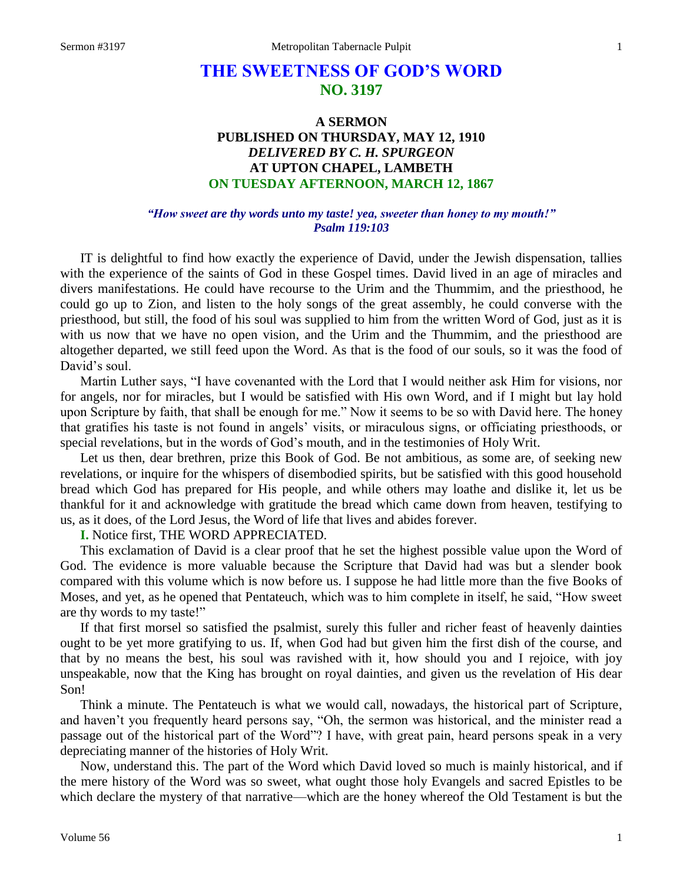# THE SWEETNESS OF GOD'S WORD
## NO. 3197

### A SERMON
### PUBLISHED ON THURSDAY, MAY 12, 1910
### *DELIVERED BY C. H. SPURGEON*
### AT UPTON CHAPEL, LAMBETH
### ON TUESDAY AFTERNOON, MARCH 12, 1867

*"How sweet are thy words unto my taste! yea, sweeter than honey to my mouth!"*
*Psalm 119:103*

IT is delightful to find how exactly the experience of David, under the Jewish dispensation, tallies with the experience of the saints of God in these Gospel times. David lived in an age of miracles and divers manifestations. He could have recourse to the Urim and the Thummim, and the priesthood, he could go up to Zion, and listen to the holy songs of the great assembly, he could converse with the priesthood, but still, the food of his soul was supplied to him from the written Word of God, just as it is with us now that we have no open vision, and the Urim and the Thummim, and the priesthood are altogether departed, we still feed upon the Word. As that is the food of our souls, so it was the food of David's soul.

Martin Luther says, "I have covenanted with the Lord that I would neither ask Him for visions, nor for angels, nor for miracles, but I would be satisfied with His own Word, and if I might but lay hold upon Scripture by faith, that shall be enough for me." Now it seems to be so with David here. The honey that gratifies his taste is not found in angels' visits, or miraculous signs, or officiating priesthoods, or special revelations, but in the words of God's mouth, and in the testimonies of Holy Writ.

Let us then, dear brethren, prize this Book of God. Be not ambitious, as some are, of seeking new revelations, or inquire for the whispers of disembodied spirits, but be satisfied with this good household bread which God has prepared for His people, and while others may loathe and dislike it, let us be thankful for it and acknowledge with gratitude the bread which came down from heaven, testifying to us, as it does, of the Lord Jesus, the Word of life that lives and abides forever.

**I.** Notice first, THE WORD APPRECIATED.

This exclamation of David is a clear proof that he set the highest possible value upon the Word of God. The evidence is more valuable because the Scripture that David had was but a slender book compared with this volume which is now before us. I suppose he had little more than the five Books of Moses, and yet, as he opened that Pentateuch, which was to him complete in itself, he said, "How sweet are thy words to my taste!"

If that first morsel so satisfied the psalmist, surely this fuller and richer feast of heavenly dainties ought to be yet more gratifying to us. If, when God had but given him the first dish of the course, and that by no means the best, his soul was ravished with it, how should you and I rejoice, with joy unspeakable, now that the King has brought on royal dainties, and given us the revelation of His dear Son!

Think a minute. The Pentateuch is what we would call, nowadays, the historical part of Scripture, and haven't you frequently heard persons say, "Oh, the sermon was historical, and the minister read a passage out of the historical part of the Word"? I have, with great pain, heard persons speak in a very depreciating manner of the histories of Holy Writ.

Now, understand this. The part of the Word which David loved so much is mainly historical, and if the mere history of the Word was so sweet, what ought those holy Evangels and sacred Epistles to be which declare the mystery of that narrative—which are the honey whereof the Old Testament is but the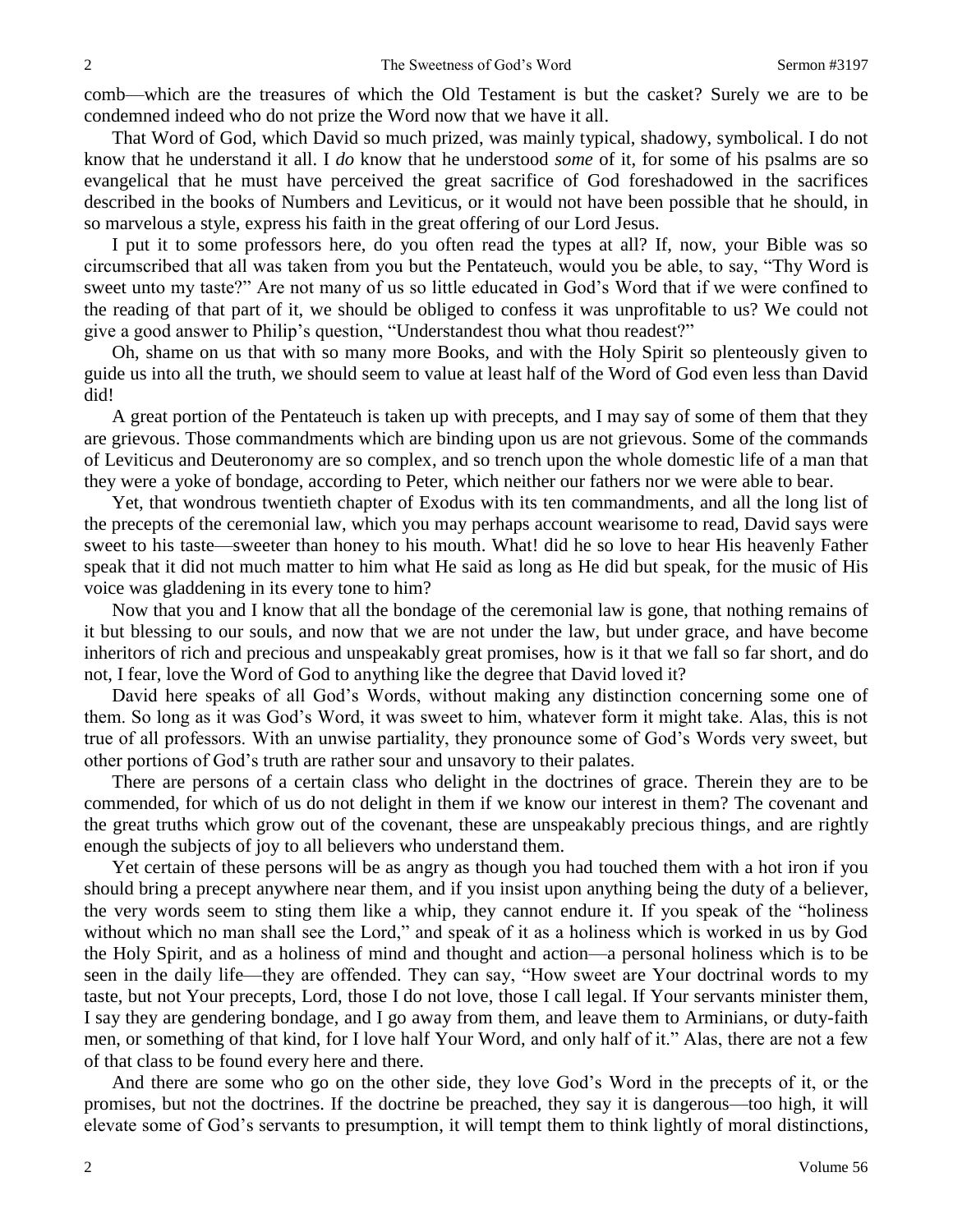comb—which are the treasures of which the Old Testament is but the casket? Surely we are to be condemned indeed who do not prize the Word now that we have it all.

That Word of God, which David so much prized, was mainly typical, shadowy, symbolical. I do not know that he understand it all. I *do* know that he understood *some* of it, for some of his psalms are so evangelical that he must have perceived the great sacrifice of God foreshadowed in the sacrifices described in the books of Numbers and Leviticus, or it would not have been possible that he should, in so marvelous a style, express his faith in the great offering of our Lord Jesus.

I put it to some professors here, do you often read the types at all? If, now, your Bible was so circumscribed that all was taken from you but the Pentateuch, would you be able, to say, "Thy Word is sweet unto my taste?" Are not many of us so little educated in God's Word that if we were confined to the reading of that part of it, we should be obliged to confess it was unprofitable to us? We could not give a good answer to Philip's question, "Understandest thou what thou readest?"

Oh, shame on us that with so many more Books, and with the Holy Spirit so plenteously given to guide us into all the truth, we should seem to value at least half of the Word of God even less than David did!

A great portion of the Pentateuch is taken up with precepts, and I may say of some of them that they are grievous. Those commandments which are binding upon us are not grievous. Some of the commands of Leviticus and Deuteronomy are so complex, and so trench upon the whole domestic life of a man that they were a yoke of bondage, according to Peter, which neither our fathers nor we were able to bear.

Yet, that wondrous twentieth chapter of Exodus with its ten commandments, and all the long list of the precepts of the ceremonial law, which you may perhaps account wearisome to read, David says were sweet to his taste—sweeter than honey to his mouth. What! did he so love to hear His heavenly Father speak that it did not much matter to him what He said as long as He did but speak, for the music of His voice was gladdening in its every tone to him?

Now that you and I know that all the bondage of the ceremonial law is gone, that nothing remains of it but blessing to our souls, and now that we are not under the law, but under grace, and have become inheritors of rich and precious and unspeakably great promises, how is it that we fall so far short, and do not, I fear, love the Word of God to anything like the degree that David loved it?

David here speaks of all God's Words, without making any distinction concerning some one of them. So long as it was God's Word, it was sweet to him, whatever form it might take. Alas, this is not true of all professors. With an unwise partiality, they pronounce some of God's Words very sweet, but other portions of God's truth are rather sour and unsavory to their palates.

There are persons of a certain class who delight in the doctrines of grace. Therein they are to be commended, for which of us do not delight in them if we know our interest in them? The covenant and the great truths which grow out of the covenant, these are unspeakably precious things, and are rightly enough the subjects of joy to all believers who understand them.

Yet certain of these persons will be as angry as though you had touched them with a hot iron if you should bring a precept anywhere near them, and if you insist upon anything being the duty of a believer, the very words seem to sting them like a whip, they cannot endure it. If you speak of the "holiness without which no man shall see the Lord," and speak of it as a holiness which is worked in us by God the Holy Spirit, and as a holiness of mind and thought and action—a personal holiness which is to be seen in the daily life—they are offended. They can say, "How sweet are Your doctrinal words to my taste, but not Your precepts, Lord, those I do not love, those I call legal. If Your servants minister them, I say they are gendering bondage, and I go away from them, and leave them to Arminians, or duty-faith men, or something of that kind, for I love half Your Word, and only half of it." Alas, there are not a few of that class to be found every here and there.

And there are some who go on the other side, they love God's Word in the precepts of it, or the promises, but not the doctrines. If the doctrine be preached, they say it is dangerous—too high, it will elevate some of God's servants to presumption, it will tempt them to think lightly of moral distinctions,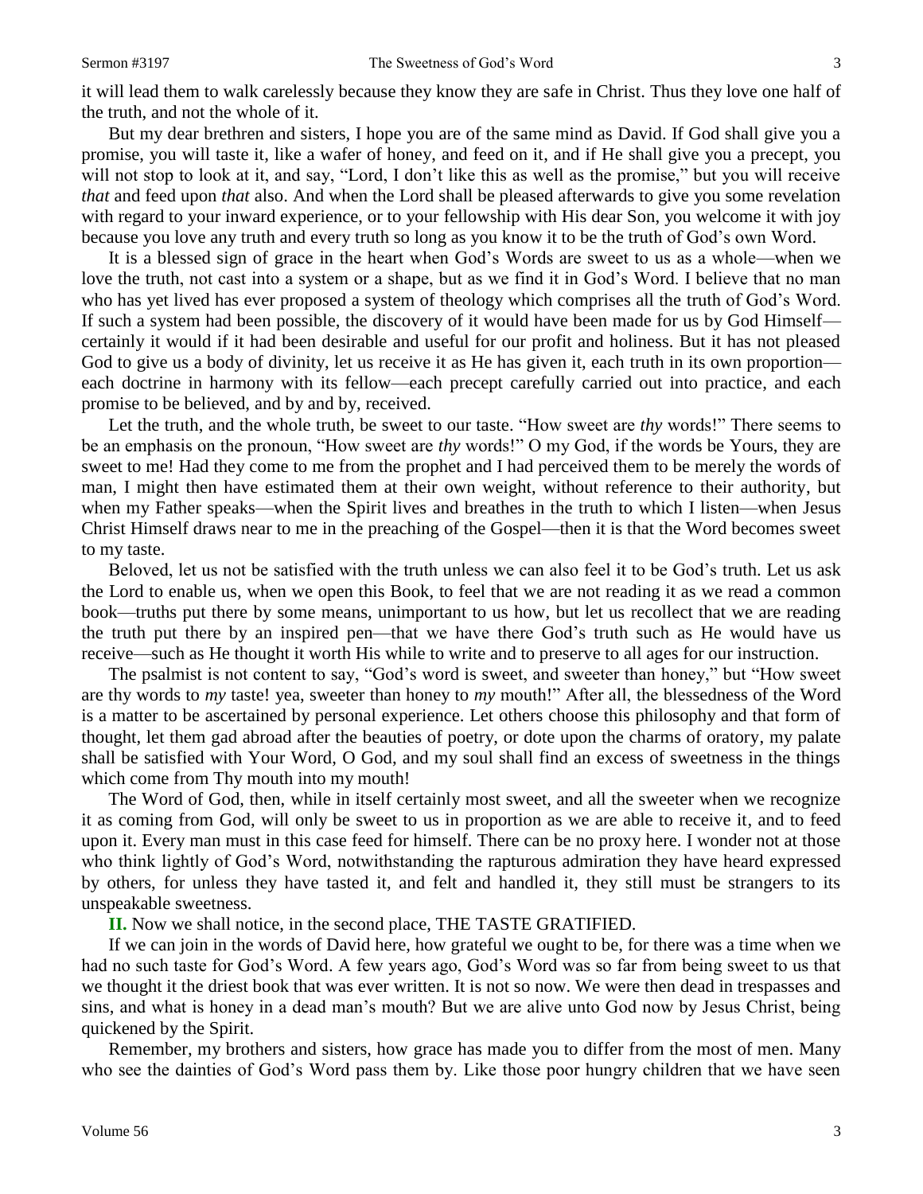it will lead them to walk carelessly because they know they are safe in Christ. Thus they love one half of the truth, and not the whole of it.

But my dear brethren and sisters, I hope you are of the same mind as David. If God shall give you a promise, you will taste it, like a wafer of honey, and feed on it, and if He shall give you a precept, you will not stop to look at it, and say, "Lord, I don't like this as well as the promise," but you will receive *that* and feed upon *that* also. And when the Lord shall be pleased afterwards to give you some revelation with regard to your inward experience, or to your fellowship with His dear Son, you welcome it with joy because you love any truth and every truth so long as you know it to be the truth of God's own Word.

It is a blessed sign of grace in the heart when God's Words are sweet to us as a whole—when we love the truth, not cast into a system or a shape, but as we find it in God's Word. I believe that no man who has yet lived has ever proposed a system of theology which comprises all the truth of God's Word. If such a system had been possible, the discovery of it would have been made for us by God Himself—certainly it would if it had been desirable and useful for our profit and holiness. But it has not pleased God to give us a body of divinity, let us receive it as He has given it, each truth in its own proportion—each doctrine in harmony with its fellow—each precept carefully carried out into practice, and each promise to be believed, and by and by, received.

Let the truth, and the whole truth, be sweet to our taste. "How sweet are *thy* words!" There seems to be an emphasis on the pronoun, "How sweet are *thy* words!" O my God, if the words be Yours, they are sweet to me! Had they come to me from the prophet and I had perceived them to be merely the words of man, I might then have estimated them at their own weight, without reference to their authority, but when my Father speaks—when the Spirit lives and breathes in the truth to which I listen—when Jesus Christ Himself draws near to me in the preaching of the Gospel—then it is that the Word becomes sweet to my taste.

Beloved, let us not be satisfied with the truth unless we can also feel it to be God's truth. Let us ask the Lord to enable us, when we open this Book, to feel that we are not reading it as we read a common book—truths put there by some means, unimportant to us how, but let us recollect that we are reading the truth put there by an inspired pen—that we have there God's truth such as He would have us receive—such as He thought it worth His while to write and to preserve to all ages for our instruction.

The psalmist is not content to say, "God's word is sweet, and sweeter than honey," but "How sweet are thy words to *my* taste! yea, sweeter than honey to *my* mouth!" After all, the blessedness of the Word is a matter to be ascertained by personal experience. Let others choose this philosophy and that form of thought, let them gad abroad after the beauties of poetry, or dote upon the charms of oratory, my palate shall be satisfied with Your Word, O God, and my soul shall find an excess of sweetness in the things which come from Thy mouth into my mouth!

The Word of God, then, while in itself certainly most sweet, and all the sweeter when we recognize it as coming from God, will only be sweet to us in proportion as we are able to receive it, and to feed upon it. Every man must in this case feed for himself. There can be no proxy here. I wonder not at those who think lightly of God's Word, notwithstanding the rapturous admiration they have heard expressed by others, for unless they have tasted it, and felt and handled it, they still must be strangers to its unspeakable sweetness.

**II.** Now we shall notice, in the second place, THE TASTE GRATIFIED.

If we can join in the words of David here, how grateful we ought to be, for there was a time when we had no such taste for God's Word. A few years ago, God's Word was so far from being sweet to us that we thought it the driest book that was ever written. It is not so now. We were then dead in trespasses and sins, and what is honey in a dead man's mouth? But we are alive unto God now by Jesus Christ, being quickened by the Spirit.

Remember, my brothers and sisters, how grace has made you to differ from the most of men. Many who see the dainties of God's Word pass them by. Like those poor hungry children that we have seen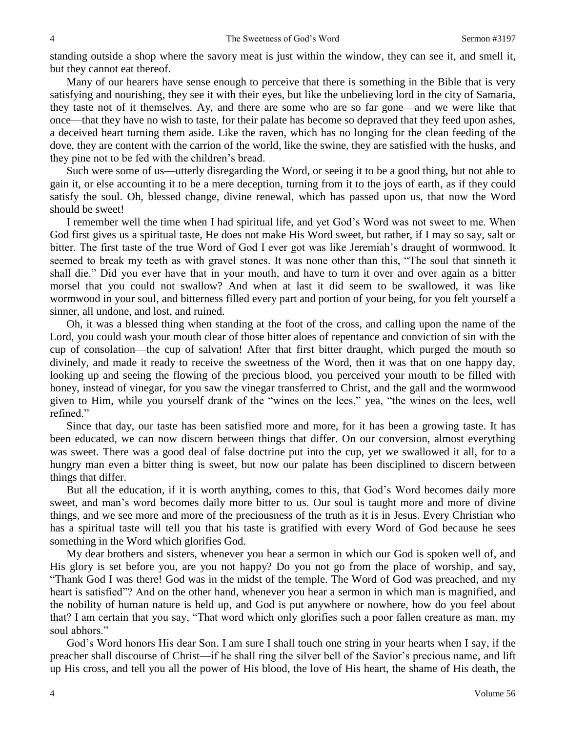standing outside a shop where the savory meat is just within the window, they can see it, and smell it, but they cannot eat thereof.

Many of our hearers have sense enough to perceive that there is something in the Bible that is very satisfying and nourishing, they see it with their eyes, but like the unbelieving lord in the city of Samaria, they taste not of it themselves. Ay, and there are some who are so far gone—and we were like that once—that they have no wish to taste, for their palate has become so depraved that they feed upon ashes, a deceived heart turning them aside. Like the raven, which has no longing for the clean feeding of the dove, they are content with the carrion of the world, like the swine, they are satisfied with the husks, and they pine not to be fed with the children's bread.

Such were some of us—utterly disregarding the Word, or seeing it to be a good thing, but not able to gain it, or else accounting it to be a mere deception, turning from it to the joys of earth, as if they could satisfy the soul. Oh, blessed change, divine renewal, which has passed upon us, that now the Word should be sweet!

I remember well the time when I had spiritual life, and yet God's Word was not sweet to me. When God first gives us a spiritual taste, He does not make His Word sweet, but rather, if I may so say, salt or bitter. The first taste of the true Word of God I ever got was like Jeremiah's draught of wormwood. It seemed to break my teeth as with gravel stones. It was none other than this, "The soul that sinneth it shall die." Did you ever have that in your mouth, and have to turn it over and over again as a bitter morsel that you could not swallow? And when at last it did seem to be swallowed, it was like wormwood in your soul, and bitterness filled every part and portion of your being, for you felt yourself a sinner, all undone, and lost, and ruined.

Oh, it was a blessed thing when standing at the foot of the cross, and calling upon the name of the Lord, you could wash your mouth clear of those bitter aloes of repentance and conviction of sin with the cup of consolation—the cup of salvation! After that first bitter draught, which purged the mouth so divinely, and made it ready to receive the sweetness of the Word, then it was that on one happy day, looking up and seeing the flowing of the precious blood, you perceived your mouth to be filled with honey, instead of vinegar, for you saw the vinegar transferred to Christ, and the gall and the wormwood given to Him, while you yourself drank of the "wines on the lees," yea, "the wines on the lees, well refined."

Since that day, our taste has been satisfied more and more, for it has been a growing taste. It has been educated, we can now discern between things that differ. On our conversion, almost everything was sweet. There was a good deal of false doctrine put into the cup, yet we swallowed it all, for to a hungry man even a bitter thing is sweet, but now our palate has been disciplined to discern between things that differ.

But all the education, if it is worth anything, comes to this, that God's Word becomes daily more sweet, and man's word becomes daily more bitter to us. Our soul is taught more and more of divine things, and we see more and more of the preciousness of the truth as it is in Jesus. Every Christian who has a spiritual taste will tell you that his taste is gratified with every Word of God because he sees something in the Word which glorifies God.

My dear brothers and sisters, whenever you hear a sermon in which our God is spoken well of, and His glory is set before you, are you not happy? Do you not go from the place of worship, and say, "Thank God I was there! God was in the midst of the temple. The Word of God was preached, and my heart is satisfied"? And on the other hand, whenever you hear a sermon in which man is magnified, and the nobility of human nature is held up, and God is put anywhere or nowhere, how do you feel about that? I am certain that you say, "That word which only glorifies such a poor fallen creature as man, my soul abhors."

God's Word honors His dear Son. I am sure I shall touch one string in your hearts when I say, if the preacher shall discourse of Christ—if he shall ring the silver bell of the Savior's precious name, and lift up His cross, and tell you all the power of His blood, the love of His heart, the shame of His death, the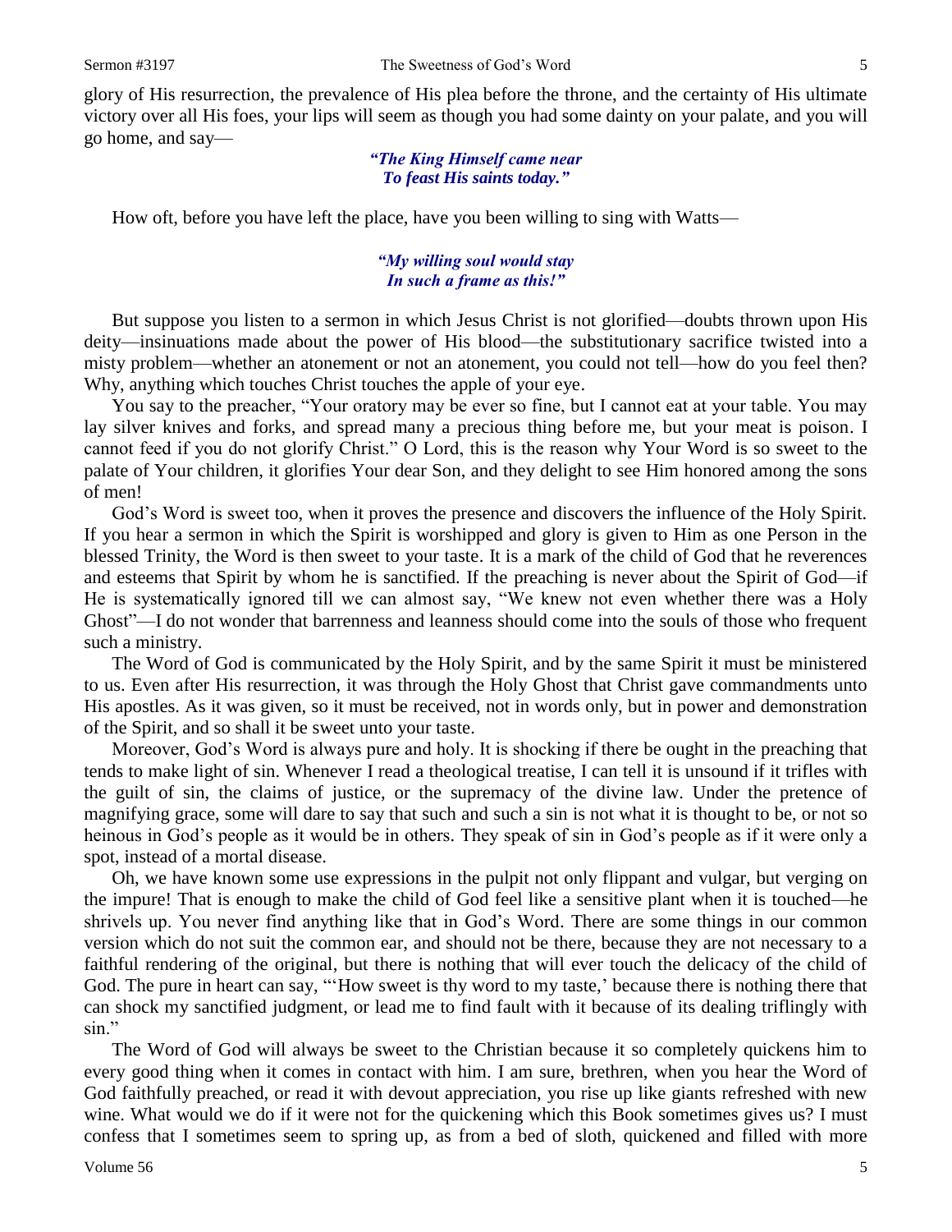glory of His resurrection, the prevalence of His plea before the throne, and the certainty of His ultimate victory over all His foes, your lips will seem as though you had some dainty on your palate, and you will go home, and say—

> ***"The King Himself came near***
> ***To feast His saints today."***

How oft, before you have left the place, have you been willing to sing with Watts—

> ***"My willing soul would stay***
> ***In such a frame as this!"***

But suppose you listen to a sermon in which Jesus Christ is not glorified—doubts thrown upon His deity—insinuations made about the power of His blood—the substitutionary sacrifice twisted into a misty problem—whether an atonement or not an atonement, you could not tell—how do you feel then? Why, anything which touches Christ touches the apple of your eye.

You say to the preacher, "Your oratory may be ever so fine, but I cannot eat at your table. You may lay silver knives and forks, and spread many a precious thing before me, but your meat is poison. I cannot feed if you do not glorify Christ." O Lord, this is the reason why Your Word is so sweet to the palate of Your children, it glorifies Your dear Son, and they delight to see Him honored among the sons of men!

God's Word is sweet too, when it proves the presence and discovers the influence of the Holy Spirit. If you hear a sermon in which the Spirit is worshipped and glory is given to Him as one Person in the blessed Trinity, the Word is then sweet to your taste. It is a mark of the child of God that he reverences and esteems that Spirit by whom he is sanctified. If the preaching is never about the Spirit of God—if He is systematically ignored till we can almost say, "We knew not even whether there was a Holy Ghost"—I do not wonder that barrenness and leanness should come into the souls of those who frequent such a ministry.

The Word of God is communicated by the Holy Spirit, and by the same Spirit it must be ministered to us. Even after His resurrection, it was through the Holy Ghost that Christ gave commandments unto His apostles. As it was given, so it must be received, not in words only, but in power and demonstration of the Spirit, and so shall it be sweet unto your taste.

Moreover, God's Word is always pure and holy. It is shocking if there be ought in the preaching that tends to make light of sin. Whenever I read a theological treatise, I can tell it is unsound if it trifles with the guilt of sin, the claims of justice, or the supremacy of the divine law. Under the pretence of magnifying grace, some will dare to say that such and such a sin is not what it is thought to be, or not so heinous in God's people as it would be in others. They speak of sin in God's people as if it were only a spot, instead of a mortal disease.

Oh, we have known some use expressions in the pulpit not only flippant and vulgar, but verging on the impure! That is enough to make the child of God feel like a sensitive plant when it is touched—he shrivels up. You never find anything like that in God's Word. There are some things in our common version which do not suit the common ear, and should not be there, because they are not necessary to a faithful rendering of the original, but there is nothing that will ever touch the delicacy of the child of God. The pure in heart can say, "'How sweet is thy word to my taste,' because there is nothing there that can shock my sanctified judgment, or lead me to find fault with it because of its dealing triflingly with sin."

The Word of God will always be sweet to the Christian because it so completely quickens him to every good thing when it comes in contact with him. I am sure, brethren, when you hear the Word of God faithfully preached, or read it with devout appreciation, you rise up like giants refreshed with new wine. What would we do if it were not for the quickening which this Book sometimes gives us? I must confess that I sometimes seem to spring up, as from a bed of sloth, quickened and filled with more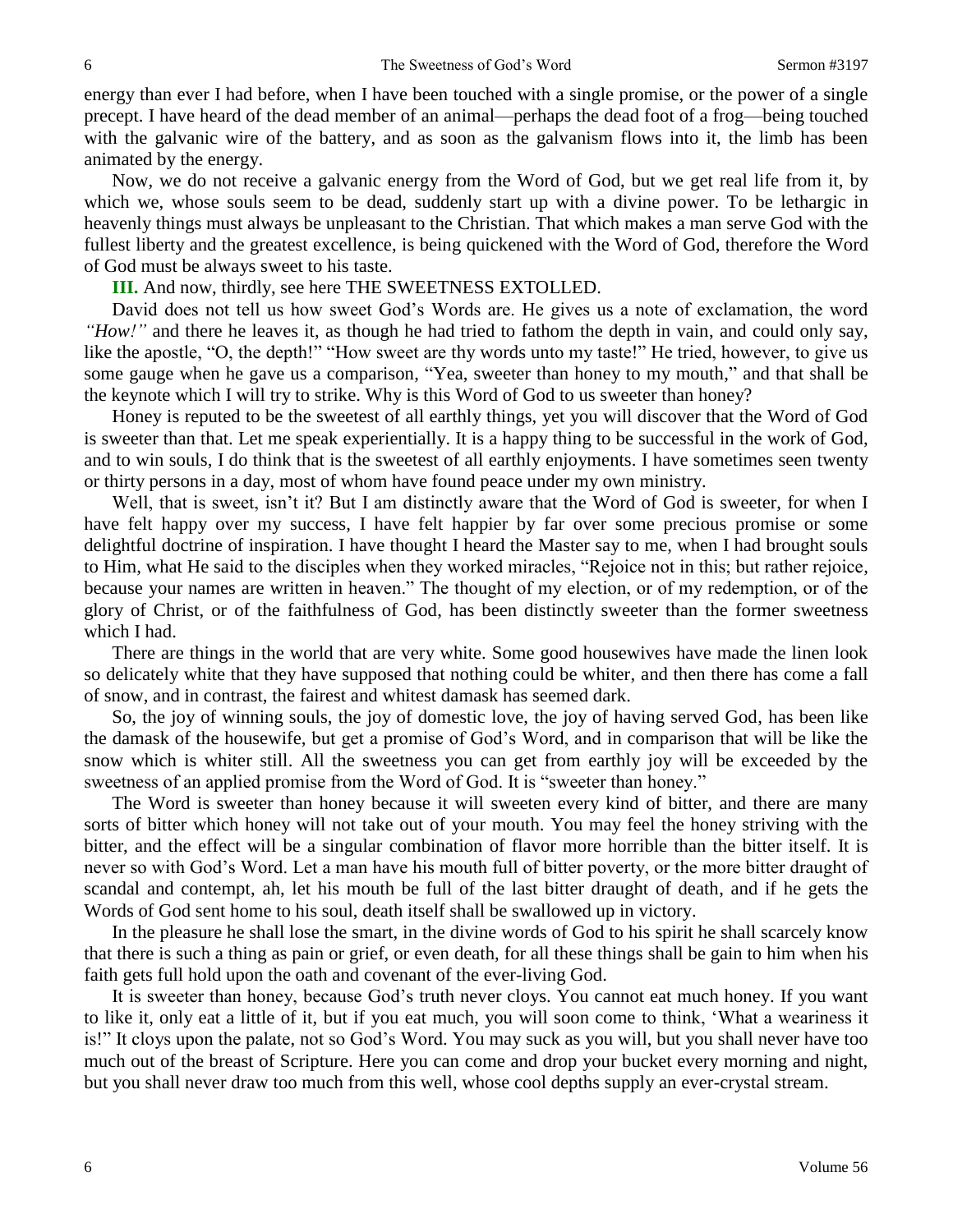energy than ever I had before, when I have been touched with a single promise, or the power of a single precept. I have heard of the dead member of an animal—perhaps the dead foot of a frog—being touched with the galvanic wire of the battery, and as soon as the galvanism flows into it, the limb has been animated by the energy.

Now, we do not receive a galvanic energy from the Word of God, but we get real life from it, by which we, whose souls seem to be dead, suddenly start up with a divine power. To be lethargic in heavenly things must always be unpleasant to the Christian. That which makes a man serve God with the fullest liberty and the greatest excellence, is being quickened with the Word of God, therefore the Word of God must be always sweet to his taste.

**III.** And now, thirdly, see here THE SWEETNESS EXTOLLED.

David does not tell us how sweet God's Words are. He gives us a note of exclamation, the word *"How!"* and there he leaves it, as though he had tried to fathom the depth in vain, and could only say, like the apostle, "O, the depth!" "How sweet are thy words unto my taste!" He tried, however, to give us some gauge when he gave us a comparison, "Yea, sweeter than honey to my mouth," and that shall be the keynote which I will try to strike. Why is this Word of God to us sweeter than honey?

Honey is reputed to be the sweetest of all earthly things, yet you will discover that the Word of God is sweeter than that. Let me speak experientially. It is a happy thing to be successful in the work of God, and to win souls, I do think that is the sweetest of all earthly enjoyments. I have sometimes seen twenty or thirty persons in a day, most of whom have found peace under my own ministry.

Well, that is sweet, isn't it? But I am distinctly aware that the Word of God is sweeter, for when I have felt happy over my success, I have felt happier by far over some precious promise or some delightful doctrine of inspiration. I have thought I heard the Master say to me, when I had brought souls to Him, what He said to the disciples when they worked miracles, "Rejoice not in this; but rather rejoice, because your names are written in heaven." The thought of my election, or of my redemption, or of the glory of Christ, or of the faithfulness of God, has been distinctly sweeter than the former sweetness which I had.

There are things in the world that are very white. Some good housewives have made the linen look so delicately white that they have supposed that nothing could be whiter, and then there has come a fall of snow, and in contrast, the fairest and whitest damask has seemed dark.

So, the joy of winning souls, the joy of domestic love, the joy of having served God, has been like the damask of the housewife, but get a promise of God's Word, and in comparison that will be like the snow which is whiter still. All the sweetness you can get from earthly joy will be exceeded by the sweetness of an applied promise from the Word of God. It is "sweeter than honey."

The Word is sweeter than honey because it will sweeten every kind of bitter, and there are many sorts of bitter which honey will not take out of your mouth. You may feel the honey striving with the bitter, and the effect will be a singular combination of flavor more horrible than the bitter itself. It is never so with God's Word. Let a man have his mouth full of bitter poverty, or the more bitter draught of scandal and contempt, ah, let his mouth be full of the last bitter draught of death, and if he gets the Words of God sent home to his soul, death itself shall be swallowed up in victory.

In the pleasure he shall lose the smart, in the divine words of God to his spirit he shall scarcely know that there is such a thing as pain or grief, or even death, for all these things shall be gain to him when his faith gets full hold upon the oath and covenant of the ever-living God.

It is sweeter than honey, because God's truth never cloys. You cannot eat much honey. If you want to like it, only eat a little of it, but if you eat much, you will soon come to think, 'What a weariness it is!" It cloys upon the palate, not so God's Word. You may suck as you will, but you shall never have too much out of the breast of Scripture. Here you can come and drop your bucket every morning and night, but you shall never draw too much from this well, whose cool depths supply an ever-crystal stream.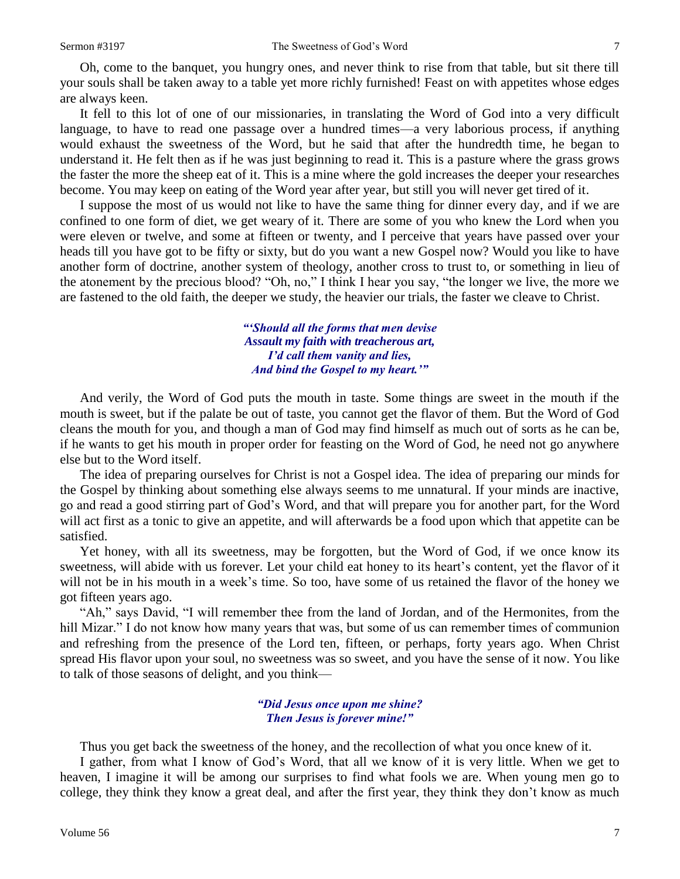Oh, come to the banquet, you hungry ones, and never think to rise from that table, but sit there till your souls shall be taken away to a table yet more richly furnished! Feast on with appetites whose edges are always keen.

It fell to this lot of one of our missionaries, in translating the Word of God into a very difficult language, to have to read one passage over a hundred times—a very laborious process, if anything would exhaust the sweetness of the Word, but he said that after the hundredth time, he began to understand it. He felt then as if he was just beginning to read it. This is a pasture where the grass grows the faster the more the sheep eat of it. This is a mine where the gold increases the deeper your researches become. You may keep on eating of the Word year after year, but still you will never get tired of it.

I suppose the most of us would not like to have the same thing for dinner every day, and if we are confined to one form of diet, we get weary of it. There are some of you who knew the Lord when you were eleven or twelve, and some at fifteen or twenty, and I perceive that years have passed over your heads till you have got to be fifty or sixty, but do you want a new Gospel now? Would you like to have another form of doctrine, another system of theology, another cross to trust to, or something in lieu of the atonement by the precious blood? "Oh, no," I think I hear you say, "the longer we live, the more we are fastened to the old faith, the deeper we study, the heavier our trials, the faster we cleave to Christ.

> ***"'Should all the forms that men devise***
> ***Assault my faith with treacherous art,***
> ***I'd call them vanity and lies,***
> ***And bind the Gospel to my heart.'"***

And verily, the Word of God puts the mouth in taste. Some things are sweet in the mouth if the mouth is sweet, but if the palate be out of taste, you cannot get the flavor of them. But the Word of God cleans the mouth for you, and though a man of God may find himself as much out of sorts as he can be, if he wants to get his mouth in proper order for feasting on the Word of God, he need not go anywhere else but to the Word itself.

The idea of preparing ourselves for Christ is not a Gospel idea. The idea of preparing our minds for the Gospel by thinking about something else always seems to me unnatural. If your minds are inactive, go and read a good stirring part of God's Word, and that will prepare you for another part, for the Word will act first as a tonic to give an appetite, and will afterwards be a food upon which that appetite can be satisfied.

Yet honey, with all its sweetness, may be forgotten, but the Word of God, if we once know its sweetness, will abide with us forever. Let your child eat honey to its heart's content, yet the flavor of it will not be in his mouth in a week's time. So too, have some of us retained the flavor of the honey we got fifteen years ago.

"Ah," says David, "I will remember thee from the land of Jordan, and of the Hermonites, from the hill Mizar." I do not know how many years that was, but some of us can remember times of communion and refreshing from the presence of the Lord ten, fifteen, or perhaps, forty years ago. When Christ spread His flavor upon your soul, no sweetness was so sweet, and you have the sense of it now. You like to talk of those seasons of delight, and you think—

> ***"Did Jesus once upon me shine?***
> ***Then Jesus is forever mine!"***

Thus you get back the sweetness of the honey, and the recollection of what you once knew of it.

I gather, from what I know of God's Word, that all we know of it is very little. When we get to heaven, I imagine it will be among our surprises to find what fools we are. When young men go to college, they think they know a great deal, and after the first year, they think they don't know as much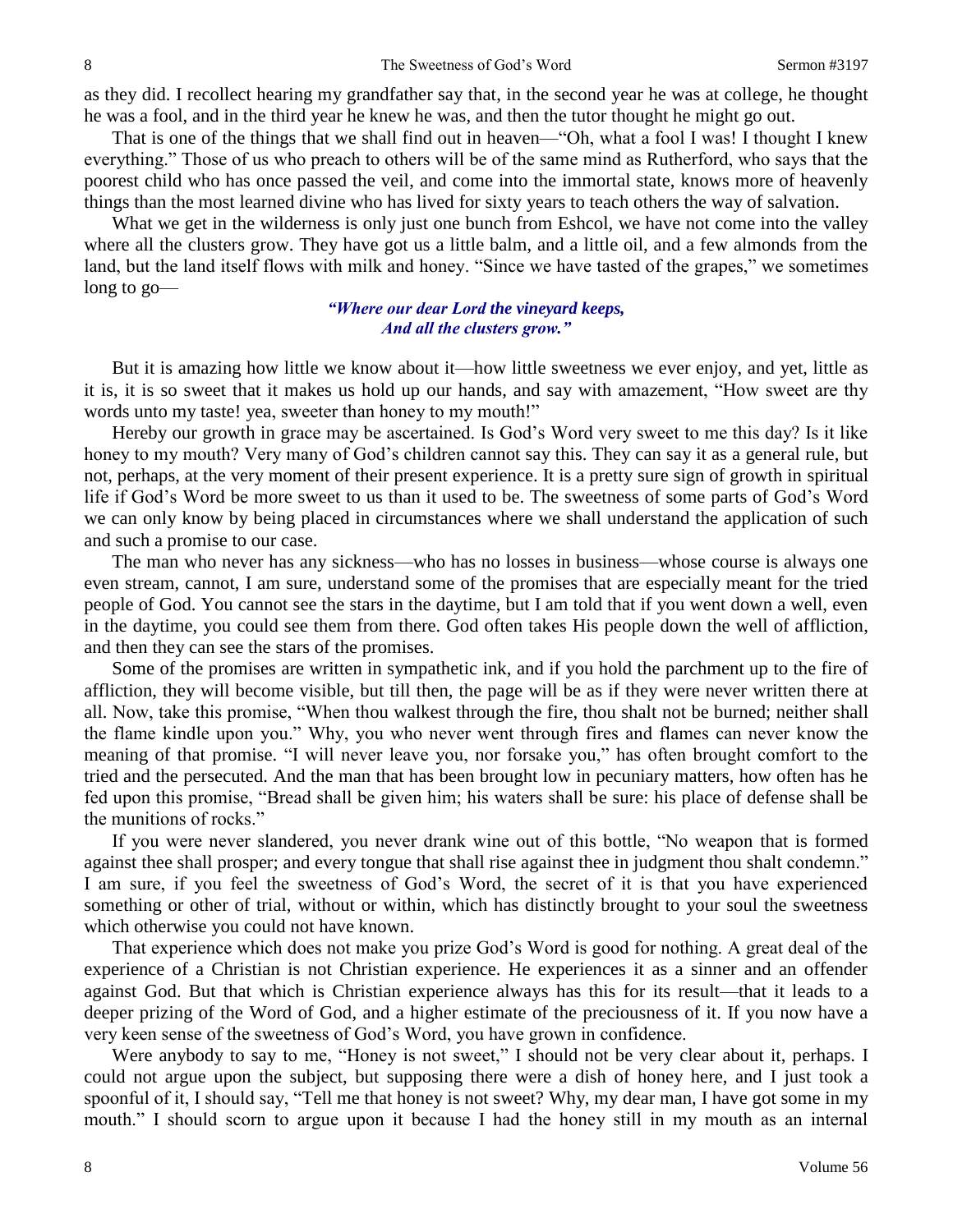as they did. I recollect hearing my grandfather say that, in the second year he was at college, he thought he was a fool, and in the third year he knew he was, and then the tutor thought he might go out.

That is one of the things that we shall find out in heaven—"Oh, what a fool I was! I thought I knew everything." Those of us who preach to others will be of the same mind as Rutherford, who says that the poorest child who has once passed the veil, and come into the immortal state, knows more of heavenly things than the most learned divine who has lived for sixty years to teach others the way of salvation.

What we get in the wilderness is only just one bunch from Eshcol, we have not come into the valley where all the clusters grow. They have got us a little balm, and a little oil, and a few almonds from the land, but the land itself flows with milk and honey. "Since we have tasted of the grapes," we sometimes long to go—

> ***"Where our dear Lord the vineyard keeps,***
> ***And all the clusters grow."***

But it is amazing how little we know about it—how little sweetness we ever enjoy, and yet, little as it is, it is so sweet that it makes us hold up our hands, and say with amazement, "How sweet are thy words unto my taste! yea, sweeter than honey to my mouth!"

Hereby our growth in grace may be ascertained. Is God's Word very sweet to me this day? Is it like honey to my mouth? Very many of God's children cannot say this. They can say it as a general rule, but not, perhaps, at the very moment of their present experience. It is a pretty sure sign of growth in spiritual life if God's Word be more sweet to us than it used to be. The sweetness of some parts of God's Word we can only know by being placed in circumstances where we shall understand the application of such and such a promise to our case.

The man who never has any sickness—who has no losses in business—whose course is always one even stream, cannot, I am sure, understand some of the promises that are especially meant for the tried people of God. You cannot see the stars in the daytime, but I am told that if you went down a well, even in the daytime, you could see them from there. God often takes His people down the well of affliction, and then they can see the stars of the promises.

Some of the promises are written in sympathetic ink, and if you hold the parchment up to the fire of affliction, they will become visible, but till then, the page will be as if they were never written there at all. Now, take this promise, "When thou walkest through the fire, thou shalt not be burned; neither shall the flame kindle upon you." Why, you who never went through fires and flames can never know the meaning of that promise. "I will never leave you, nor forsake you," has often brought comfort to the tried and the persecuted. And the man that has been brought low in pecuniary matters, how often has he fed upon this promise, "Bread shall be given him; his waters shall be sure: his place of defense shall be the munitions of rocks."

If you were never slandered, you never drank wine out of this bottle, "No weapon that is formed against thee shall prosper; and every tongue that shall rise against thee in judgment thou shalt condemn." I am sure, if you feel the sweetness of God's Word, the secret of it is that you have experienced something or other of trial, without or within, which has distinctly brought to your soul the sweetness which otherwise you could not have known.

That experience which does not make you prize God's Word is good for nothing. A great deal of the experience of a Christian is not Christian experience. He experiences it as a sinner and an offender against God. But that which is Christian experience always has this for its result—that it leads to a deeper prizing of the Word of God, and a higher estimate of the preciousness of it. If you now have a very keen sense of the sweetness of God's Word, you have grown in confidence.

Were anybody to say to me, "Honey is not sweet," I should not be very clear about it, perhaps. I could not argue upon the subject, but supposing there were a dish of honey here, and I just took a spoonful of it, I should say, "Tell me that honey is not sweet? Why, my dear man, I have got some in my mouth." I should scorn to argue upon it because I had the honey still in my mouth as an internal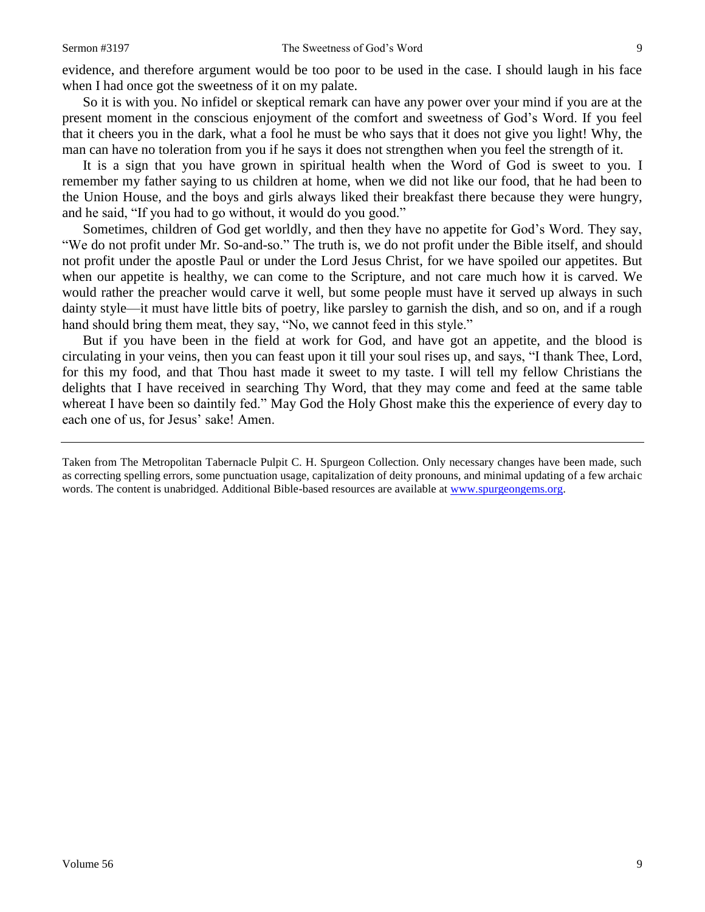evidence, and therefore argument would be too poor to be used in the case. I should laugh in his face when I had once got the sweetness of it on my palate.

So it is with you. No infidel or skeptical remark can have any power over your mind if you are at the present moment in the conscious enjoyment of the comfort and sweetness of God's Word. If you feel that it cheers you in the dark, what a fool he must be who says that it does not give you light! Why, the man can have no toleration from you if he says it does not strengthen when you feel the strength of it.

It is a sign that you have grown in spiritual health when the Word of God is sweet to you. I remember my father saying to us children at home, when we did not like our food, that he had been to the Union House, and the boys and girls always liked their breakfast there because they were hungry, and he said, "If you had to go without, it would do you good."

Sometimes, children of God get worldly, and then they have no appetite for God's Word. They say, "We do not profit under Mr. So-and-so." The truth is, we do not profit under the Bible itself, and should not profit under the apostle Paul or under the Lord Jesus Christ, for we have spoiled our appetites. But when our appetite is healthy, we can come to the Scripture, and not care much how it is carved. We would rather the preacher would carve it well, but some people must have it served up always in such dainty style—it must have little bits of poetry, like parsley to garnish the dish, and so on, and if a rough hand should bring them meat, they say, "No, we cannot feed in this style."

But if you have been in the field at work for God, and have got an appetite, and the blood is circulating in your veins, then you can feast upon it till your soul rises up, and says, "I thank Thee, Lord, for this my food, and that Thou hast made it sweet to my taste. I will tell my fellow Christians the delights that I have received in searching Thy Word, that they may come and feed at the same table whereat I have been so daintily fed." May God the Holy Ghost make this the experience of every day to each one of us, for Jesus' sake! Amen.

---

Taken from The Metropolitan Tabernacle Pulpit C. H. Spurgeon Collection. Only necessary changes have been made, such as correcting spelling errors, some punctuation usage, capitalization of deity pronouns, and minimal updating of a few archaic words. The content is unabridged. Additional Bible-based resources are available at www.spurgeongems.org.